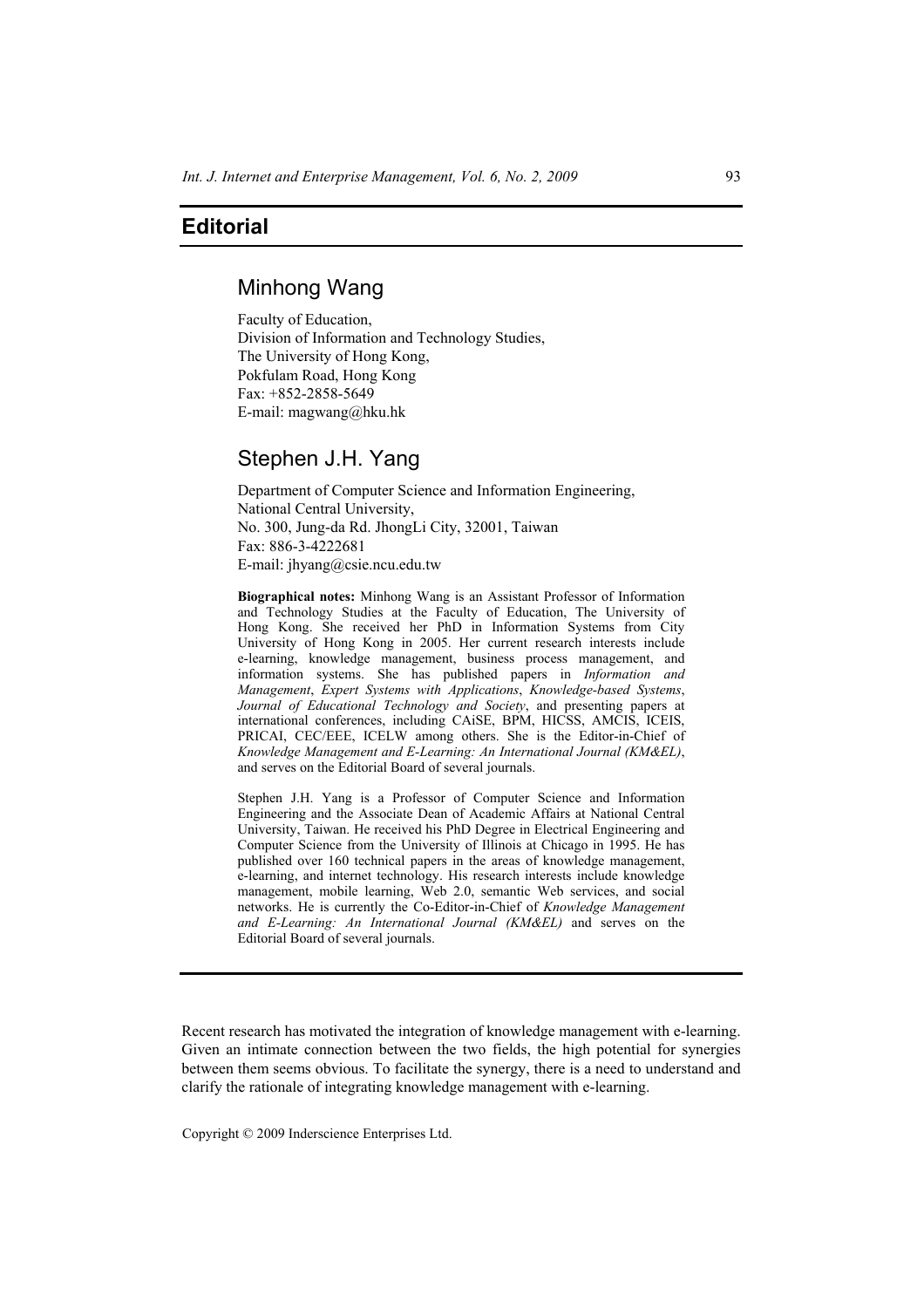# Editorial

## Minhong Wang

Faculty of Education,
Division of Information and Technology Studies,
The University of Hong Kong,
Pokfulam Road, Hong Kong
Fax: +852-2858-5649
E-mail: magwang@hku.hk

## Stephen J.H. Yang

Department of Computer Science and Information Engineering,
National Central University,
No. 300, Jung-da Rd. JhongLi City, 32001, Taiwan
Fax: 886-3-4222681
E-mail: jhyang@csie.ncu.edu.tw

**Biographical notes:** Minhong Wang is an Assistant Professor of Information and Technology Studies at the Faculty of Education, The University of Hong Kong. She received her PhD in Information Systems from City University of Hong Kong in 2005. Her current research interests include e-learning, knowledge management, business process management, and information systems. She has published papers in *Information and Management*, *Expert Systems with Applications*, *Knowledge-based Systems*, *Journal of Educational Technology and Society*, and presenting papers at international conferences, including CAiSE, BPM, HICSS, AMCIS, ICEIS, PRICAI, CEC/EEE, ICELW among others. She is the Editor-in-Chief of *Knowledge Management and E-Learning: An International Journal (KM&EL)*, and serves on the Editorial Board of several journals.

Stephen J.H. Yang is a Professor of Computer Science and Information Engineering and the Associate Dean of Academic Affairs at National Central University, Taiwan. He received his PhD Degree in Electrical Engineering and Computer Science from the University of Illinois at Chicago in 1995. He has published over 160 technical papers in the areas of knowledge management, e-learning, and internet technology. His research interests include knowledge management, mobile learning, Web 2.0, semantic Web services, and social networks. He is currently the Co-Editor-in-Chief of *Knowledge Management and E-Learning: An International Journal (KM&EL)* and serves on the Editorial Board of several journals.

---

Recent research has motivated the integration of knowledge management with e-learning. Given an intimate connection between the two fields, the high potential for synergies between them seems obvious. To facilitate the synergy, there is a need to understand and clarify the rationale of integrating knowledge management with e-learning.

Copyright © 2009 Inderscience Enterprises Ltd.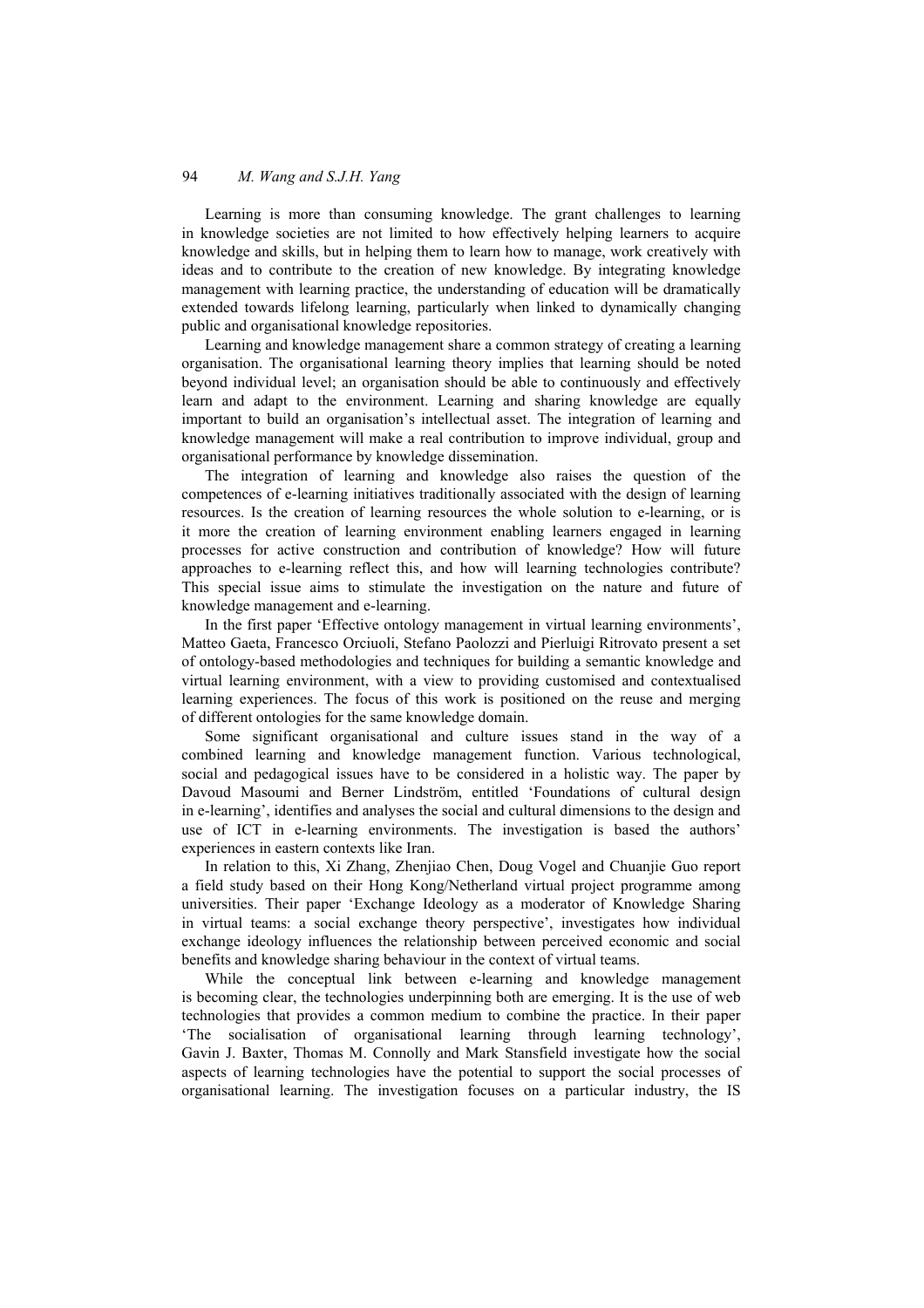Learning is more than consuming knowledge. The grant challenges to learning in knowledge societies are not limited to how effectively helping learners to acquire knowledge and skills, but in helping them to learn how to manage, work creatively with ideas and to contribute to the creation of new knowledge. By integrating knowledge management with learning practice, the understanding of education will be dramatically extended towards lifelong learning, particularly when linked to dynamically changing public and organisational knowledge repositories.

Learning and knowledge management share a common strategy of creating a learning organisation. The organisational learning theory implies that learning should be noted beyond individual level; an organisation should be able to continuously and effectively learn and adapt to the environment. Learning and sharing knowledge are equally important to build an organisation's intellectual asset. The integration of learning and knowledge management will make a real contribution to improve individual, group and organisational performance by knowledge dissemination.

The integration of learning and knowledge also raises the question of the competences of e-learning initiatives traditionally associated with the design of learning resources. Is the creation of learning resources the whole solution to e-learning, or is it more the creation of learning environment enabling learners engaged in learning processes for active construction and contribution of knowledge? How will future approaches to e-learning reflect this, and how will learning technologies contribute? This special issue aims to stimulate the investigation on the nature and future of knowledge management and e-learning.

In the first paper 'Effective ontology management in virtual learning environments', Matteo Gaeta, Francesco Orciuoli, Stefano Paolozzi and Pierluigi Ritrovato present a set of ontology-based methodologies and techniques for building a semantic knowledge and virtual learning environment, with a view to providing customised and contextualised learning experiences. The focus of this work is positioned on the reuse and merging of different ontologies for the same knowledge domain.

Some significant organisational and culture issues stand in the way of a combined learning and knowledge management function. Various technological, social and pedagogical issues have to be considered in a holistic way. The paper by Davoud Masoumi and Berner Lindström, entitled 'Foundations of cultural design in e-learning', identifies and analyses the social and cultural dimensions to the design and use of ICT in e-learning environments. The investigation is based the authors' experiences in eastern contexts like Iran.

In relation to this, Xi Zhang, Zhenjiao Chen, Doug Vogel and Chuanjie Guo report a field study based on their Hong Kong/Netherland virtual project programme among universities. Their paper 'Exchange Ideology as a moderator of Knowledge Sharing in virtual teams: a social exchange theory perspective', investigates how individual exchange ideology influences the relationship between perceived economic and social benefits and knowledge sharing behaviour in the context of virtual teams.

While the conceptual link between e-learning and knowledge management is becoming clear, the technologies underpinning both are emerging. It is the use of web technologies that provides a common medium to combine the practice. In their paper 'The socialisation of organisational learning through learning technology', Gavin J. Baxter, Thomas M. Connolly and Mark Stansfield investigate how the social aspects of learning technologies have the potential to support the social processes of organisational learning. The investigation focuses on a particular industry, the IS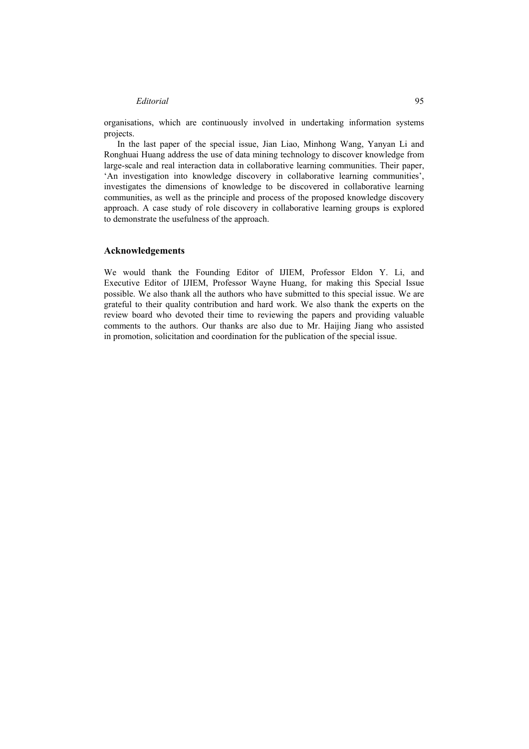organisations, which are continuously involved in undertaking information systems projects.

In the last paper of the special issue, Jian Liao, Minhong Wang, Yanyan Li and Ronghuai Huang address the use of data mining technology to discover knowledge from large-scale and real interaction data in collaborative learning communities. Their paper, 'An investigation into knowledge discovery in collaborative learning communities', investigates the dimensions of knowledge to be discovered in collaborative learning communities, as well as the principle and process of the proposed knowledge discovery approach. A case study of role discovery in collaborative learning groups is explored to demonstrate the usefulness of the approach.

## Acknowledgements

We would thank the Founding Editor of IJIEM, Professor Eldon Y. Li, and Executive Editor of IJIEM, Professor Wayne Huang, for making this Special Issue possible. We also thank all the authors who have submitted to this special issue. We are grateful to their quality contribution and hard work. We also thank the experts on the review board who devoted their time to reviewing the papers and providing valuable comments to the authors. Our thanks are also due to Mr. Haijing Jiang who assisted in promotion, solicitation and coordination for the publication of the special issue.